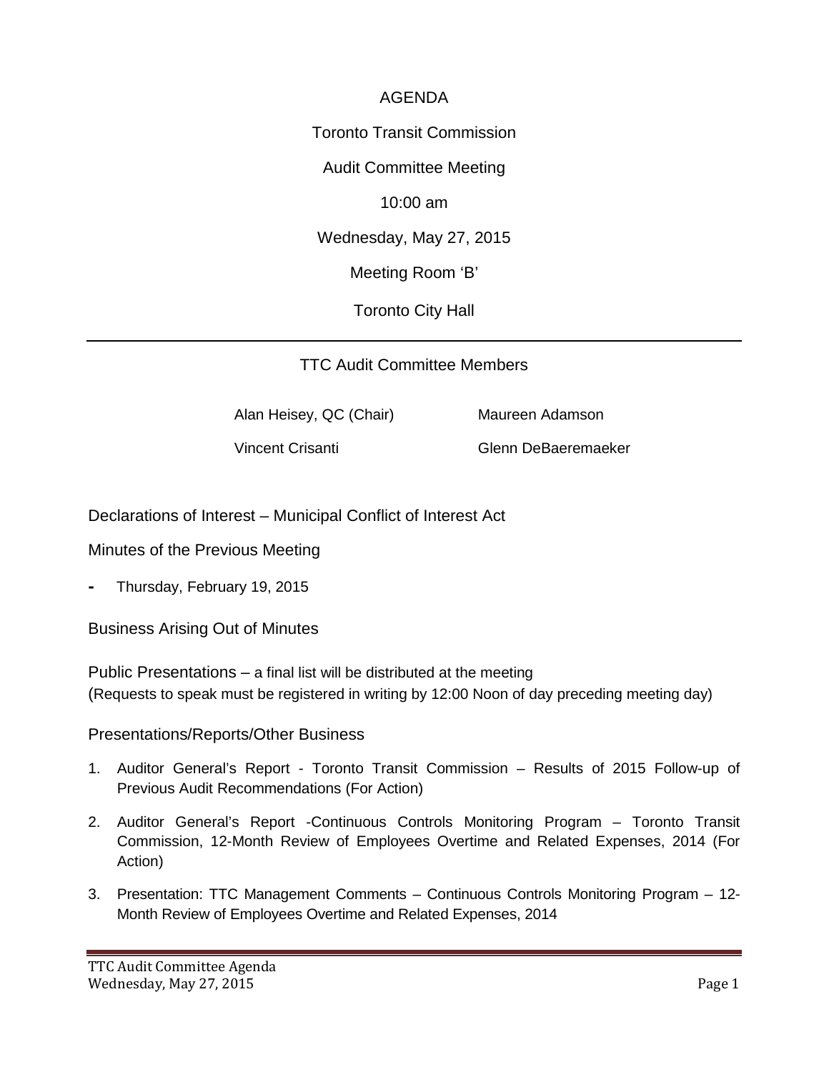# AGENDA

Toronto Transit Commission

Audit Committee Meeting

10:00 am

Wednesday, May 27, 2015

Meeting Room 'B'

Toronto City Hall

---

## TTC Audit Committee Members

Alan Heisey, QC (Chair)

Maureen Adamson

Vincent Crisanti

Glenn DeBaeremaeker

## Declarations of Interest – Municipal Conflict of Interest Act

## Minutes of the Previous Meeting

- Thursday, February 19, 2015

## Business Arising Out of Minutes

## Public Presentations – a final list will be distributed at the meeting

(Requests to speak must be registered in writing by 12:00 Noon of day preceding meeting day)

## Presentations/Reports/Other Business

1. Auditor General's Report - Toronto Transit Commission – Results of 2015 Follow-up of Previous Audit Recommendations (For Action)
2. Auditor General's Report -Continuous Controls Monitoring Program – Toronto Transit Commission, 12-Month Review of Employees Overtime and Related Expenses, 2014 (For Action)
3. Presentation: TTC Management Comments – Continuous Controls Monitoring Program – 12-Month Review of Employees Overtime and Related Expenses, 2014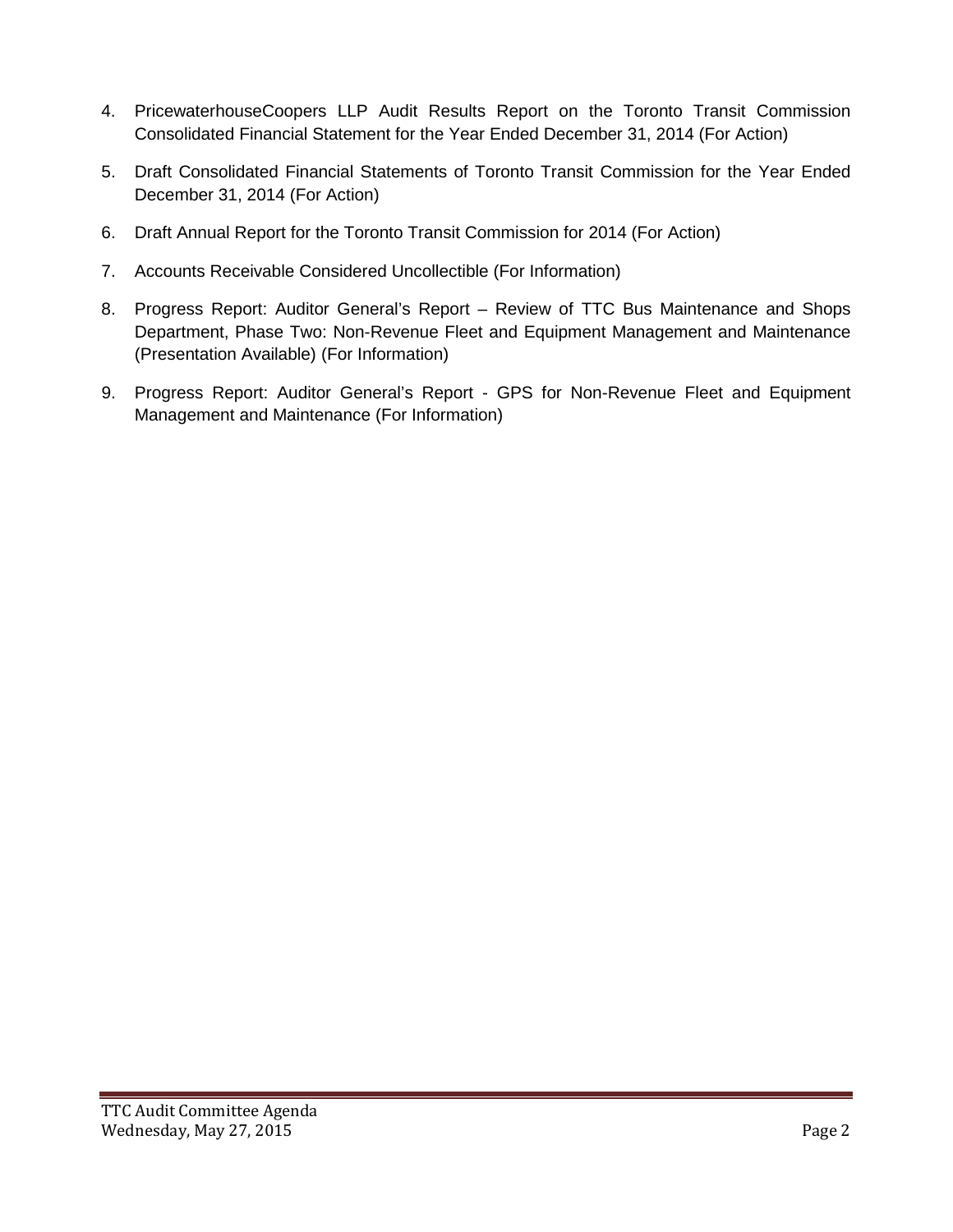4. PricewaterhouseCoopers LLP Audit Results Report on the Toronto Transit Commission Consolidated Financial Statement for the Year Ended December 31, 2014 (For Action)

5. Draft Consolidated Financial Statements of Toronto Transit Commission for the Year Ended December 31, 2014 (For Action)

6. Draft Annual Report for the Toronto Transit Commission for 2014 (For Action)

7. Accounts Receivable Considered Uncollectible (For Information)

8. Progress Report: Auditor General's Report – Review of TTC Bus Maintenance and Shops Department, Phase Two: Non-Revenue Fleet and Equipment Management and Maintenance (Presentation Available) (For Information)

9. Progress Report: Auditor General's Report - GPS for Non-Revenue Fleet and Equipment Management and Maintenance (For Information)